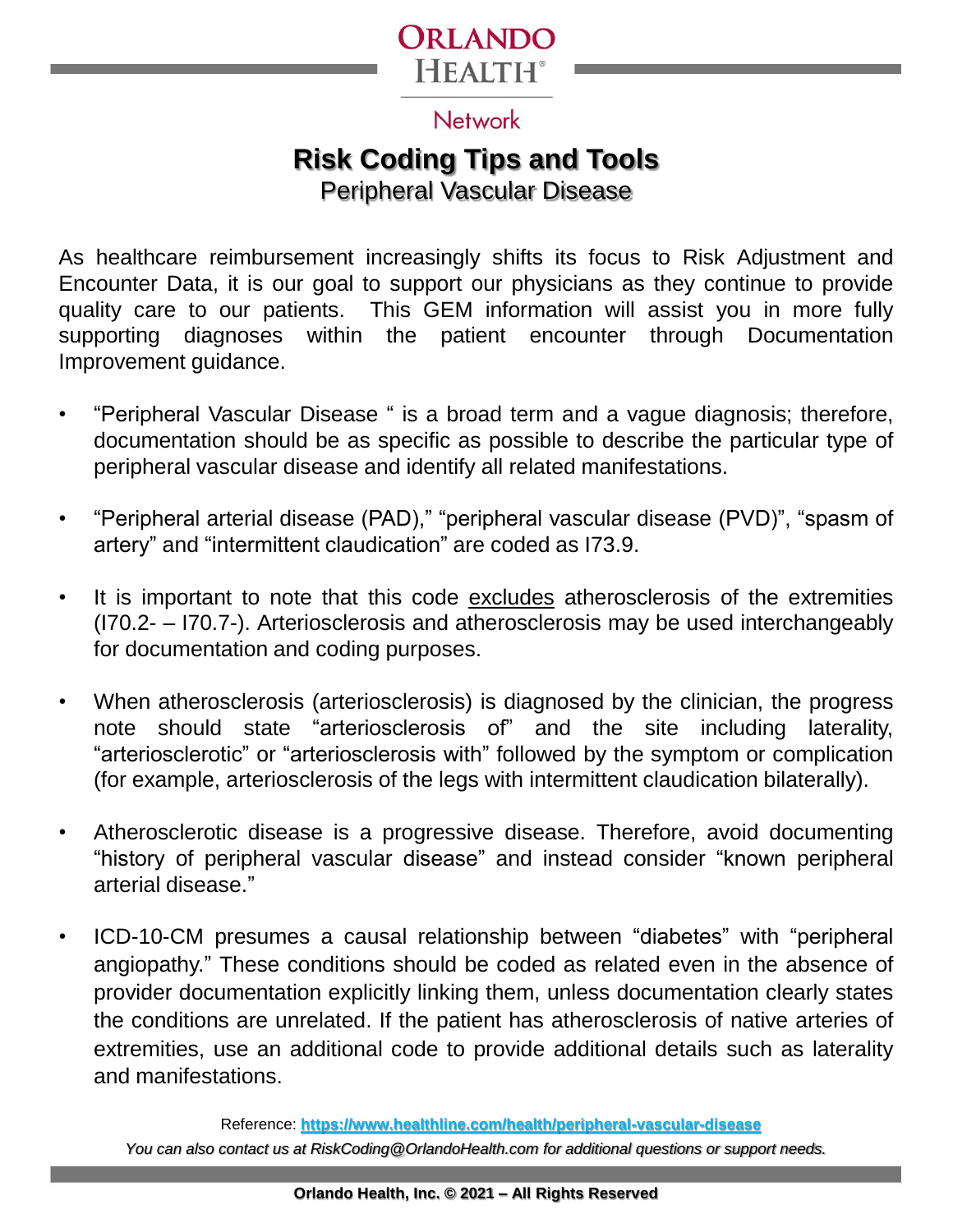ORLANDO HEALTH®

Network

# Risk Coding Tips and Tools

## Peripheral Vascular Disease

As healthcare reimbursement increasingly shifts its focus to Risk Adjustment and Encounter Data, it is our goal to support our physicians as they continue to provide quality care to our patients. This GEM information will assist you in more fully supporting diagnoses within the patient encounter through Documentation Improvement guidance.

- "Peripheral Vascular Disease " is a broad term and a vague diagnosis; therefore, documentation should be as specific as possible to describe the particular type of peripheral vascular disease and identify all related manifestations.

- "Peripheral arterial disease (PAD)," "peripheral vascular disease (PVD)", "spasm of artery" and "intermittent claudication" are coded as I73.9.

- It is important to note that this code <u>excludes</u> atherosclerosis of the extremities (I70.2- – I70.7-). Arteriosclerosis and atherosclerosis may be used interchangeably for documentation and coding purposes.

- When atherosclerosis (arteriosclerosis) is diagnosed by the clinician, the progress note should state "arteriosclerosis of" and the site including laterality, "arteriosclerotic" or "arteriosclerosis with" followed by the symptom or complication (for example, arteriosclerosis of the legs with intermittent claudication bilaterally).

- Atherosclerotic disease is a progressive disease. Therefore, avoid documenting "history of peripheral vascular disease" and instead consider "known peripheral arterial disease."

- ICD-10-CM presumes a causal relationship between "diabetes" with "peripheral angiopathy." These conditions should be coded as related even in the absence of provider documentation explicitly linking them, unless documentation clearly states the conditions are unrelated. If the patient has atherosclerosis of native arteries of extremities, use an additional code to provide additional details such as laterality and manifestations.

Reference: **https://www.healthline.com/health/peripheral-vascular-disease**

*You can also contact us at RiskCoding@OrlandoHealth.com for additional questions or support needs.*

**Orlando Health, Inc. © 2021 – All Rights Reserved**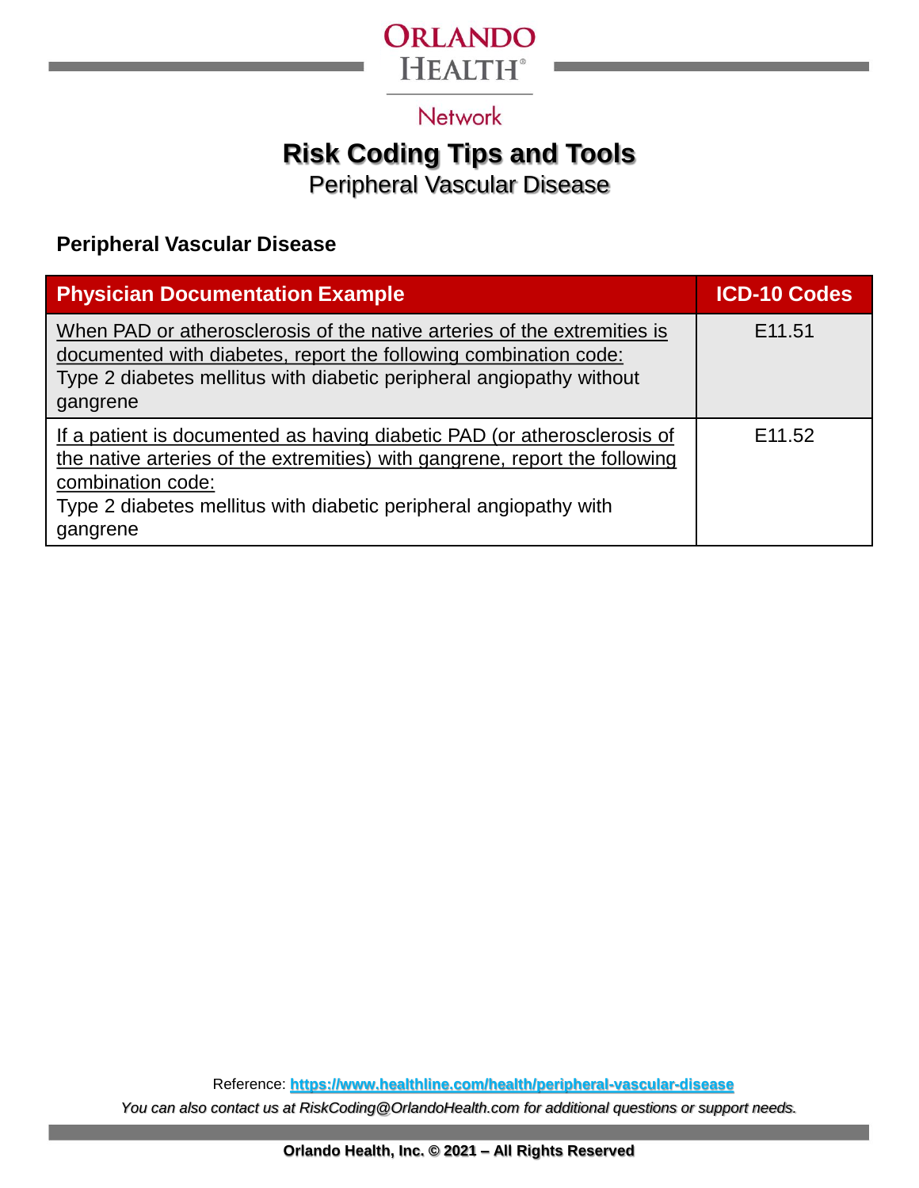# Risk Coding Tips and Tools

Peripheral Vascular Disease

## Peripheral Vascular Disease

| Physician Documentation Example | ICD-10 Codes |
| --- | --- |
| When PAD or atherosclerosis of the native arteries of the extremities is documented with diabetes, report the following combination code:<br>Type 2 diabetes mellitus with diabetic peripheral angiopathy without gangrene | E11.51 |
| If a patient is documented as having diabetic PAD (or atherosclerosis of the native arteries of the extremities) with gangrene, report the following combination code:<br>Type 2 diabetes mellitus with diabetic peripheral angiopathy with gangrene | E11.52 |

Reference: https://www.healthline.com/health/peripheral-vascular-disease

*You can also contact us at RiskCoding@OrlandoHealth.com for additional questions or support needs.*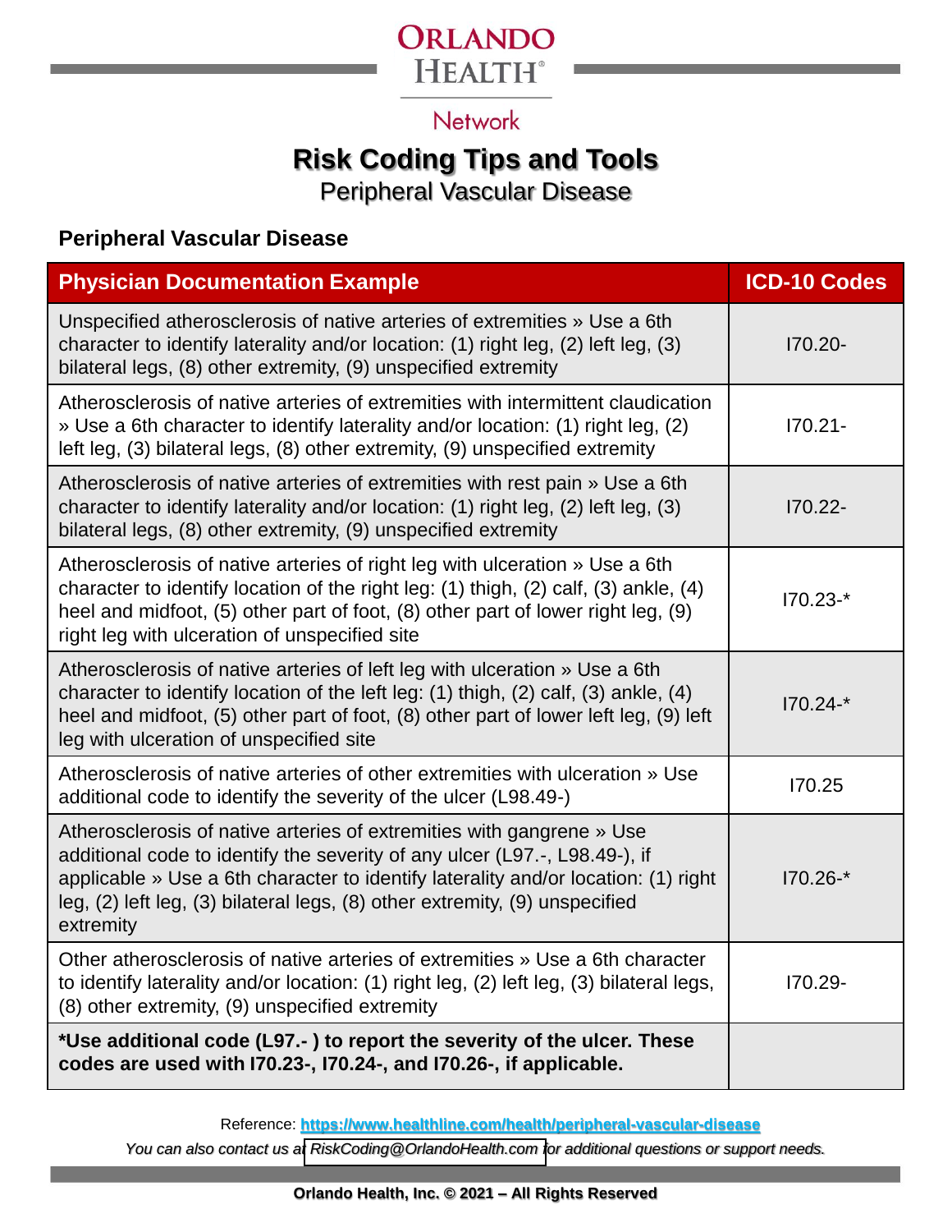# Risk Coding Tips and Tools

Peripheral Vascular Disease

## Peripheral Vascular Disease

| Physician Documentation Example | ICD-10 Codes |
|---|---|
| Unspecified atherosclerosis of native arteries of extremities » Use a 6th character to identify laterality and/or location: (1) right leg, (2) left leg, (3) bilateral legs, (8) other extremity, (9) unspecified extremity | I70.20- |
| Atherosclerosis of native arteries of extremities with intermittent claudication » Use a 6th character to identify laterality and/or location: (1) right leg, (2) left leg, (3) bilateral legs, (8) other extremity, (9) unspecified extremity | I70.21- |
| Atherosclerosis of native arteries of extremities with rest pain » Use a 6th character to identify laterality and/or location: (1) right leg, (2) left leg, (3) bilateral legs, (8) other extremity, (9) unspecified extremity | I70.22- |
| Atherosclerosis of native arteries of right leg with ulceration » Use a 6th character to identify location of the right leg: (1) thigh, (2) calf, (3) ankle, (4) heel and midfoot, (5) other part of foot, (8) other part of lower right leg, (9) right leg with ulceration of unspecified site | I70.23-* |
| Atherosclerosis of native arteries of left leg with ulceration » Use a 6th character to identify location of the left leg: (1) thigh, (2) calf, (3) ankle, (4) heel and midfoot, (5) other part of foot, (8) other part of lower left leg, (9) left leg with ulceration of unspecified site | I70.24-* |
| Atherosclerosis of native arteries of other extremities with ulceration » Use additional code to identify the severity of the ulcer (L98.49-) | I70.25 |
| Atherosclerosis of native arteries of extremities with gangrene » Use additional code to identify the severity of any ulcer (L97.-, L98.49-), if applicable » Use a 6th character to identify laterality and/or location: (1) right leg, (2) left leg, (3) bilateral legs, (8) other extremity, (9) unspecified extremity | I70.26-* |
| Other atherosclerosis of native arteries of extremities » Use a 6th character to identify laterality and/or location: (1) right leg, (2) left leg, (3) bilateral legs, (8) other extremity, (9) unspecified extremity | I70.29- |
| **\*Use additional code (L97.- ) to report the severity of the ulcer. These codes are used with I70.23-, I70.24-, and I70.26-, if applicable.** | |

Reference: https://www.healthline.com/health/peripheral-vascular-disease

*You can also contact us at RiskCoding@OrlandoHealth.com for additional questions or support needs.*

**Orlando Health, Inc. © 2021 – All Rights Reserved**